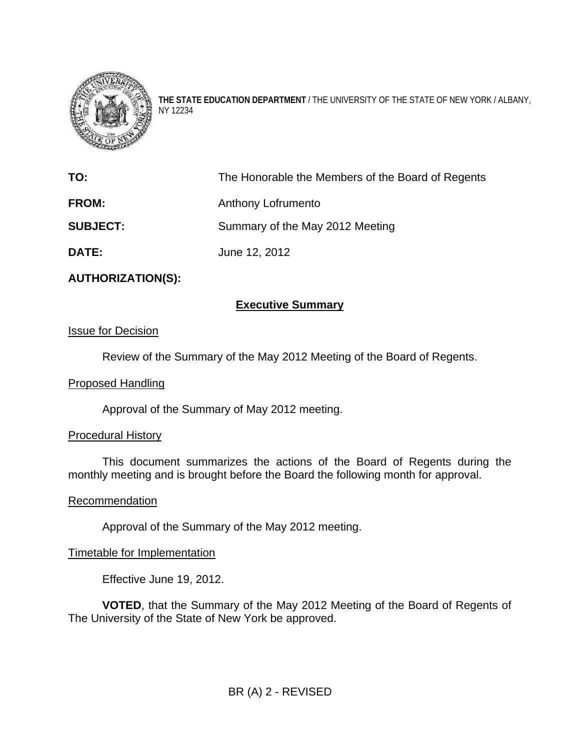**THE STATE EDUCATION DEPARTMENT** / THE UNIVERSITY OF THE STATE OF NEW YORK / ALBANY, NY 12234

**TO:** The Honorable the Members of the Board of Regents

**FROM:** Anthony Lofrumento

**SUBJECT:** Summary of the May 2012 Meeting

**DATE:** June 12, 2012

**AUTHORIZATION(S):**

## Executive Summary

Issue for Decision

Review of the Summary of the May 2012 Meeting of the Board of Regents.

Proposed Handling

Approval of the Summary of May 2012 meeting.

Procedural History

This document summarizes the actions of the Board of Regents during the monthly meeting and is brought before the Board the following month for approval.

Recommendation

Approval of the Summary of the May 2012 meeting.

Timetable for Implementation

Effective June 19, 2012.

**VOTED**, that the Summary of the May 2012 Meeting of the Board of Regents of The University of the State of New York be approved.

BR (A) 2 - REVISED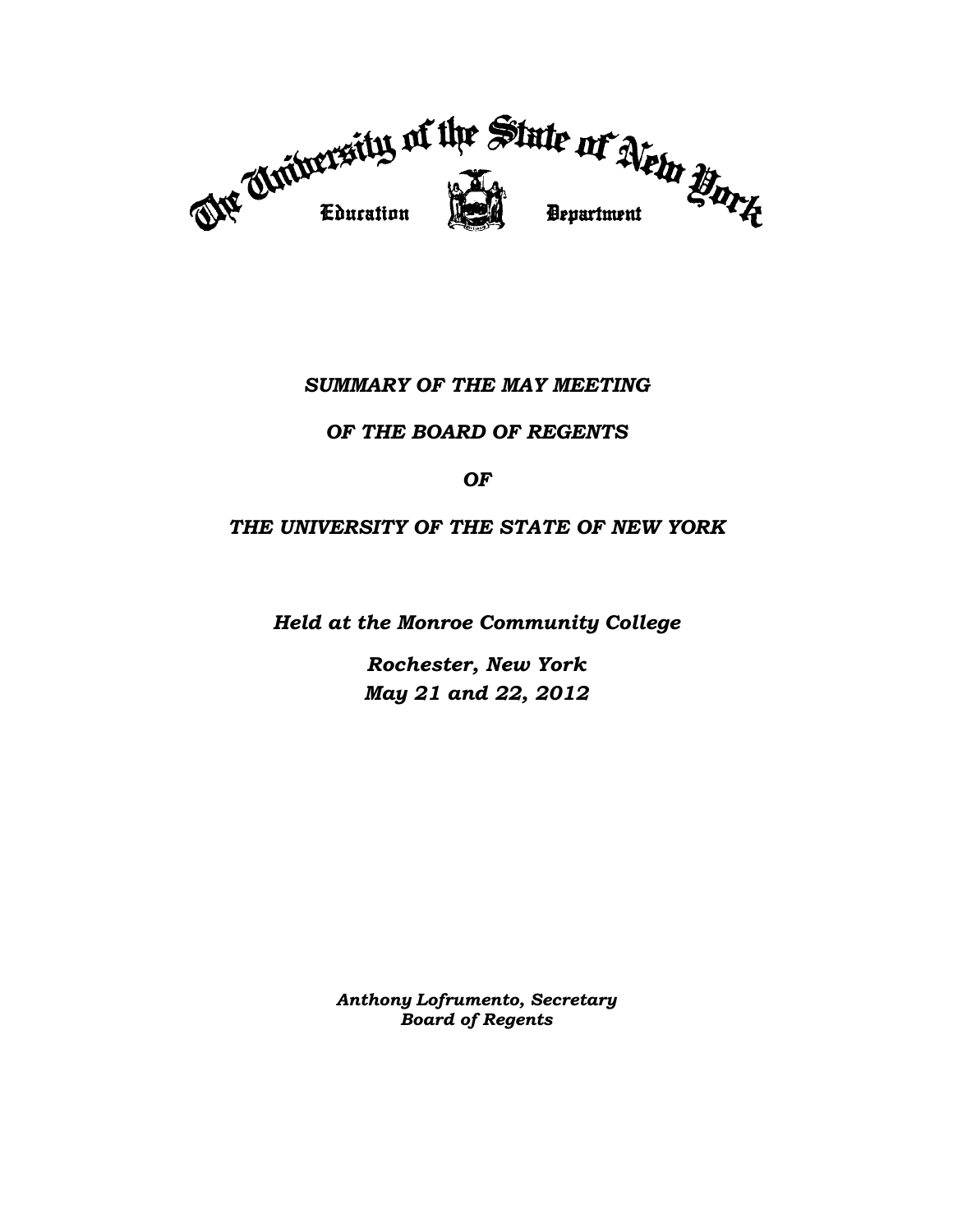The University of the State of New York

Education Department

*SUMMARY OF THE MAY MEETING*

*OF THE BOARD OF REGENTS*

*OF*

*THE UNIVERSITY OF THE STATE OF NEW YORK*

***Held at the Monroe Community College***

***Rochester, New York***
***May 21 and 22, 2012***

***Anthony Lofrumento, Secretary***
***Board of Regents***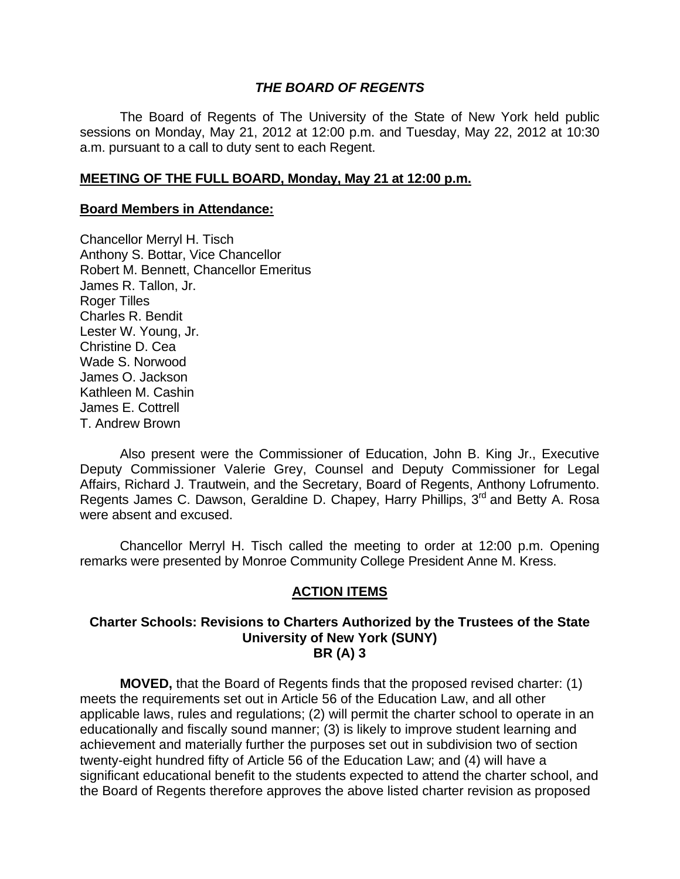## *THE BOARD OF REGENTS*

The Board of Regents of The University of the State of New York held public sessions on Monday, May 21, 2012 at 12:00 p.m. and Tuesday, May 22, 2012 at 10:30 a.m. pursuant to a call to duty sent to each Regent.

**MEETING OF THE FULL BOARD, Monday, May 21 at 12:00 p.m.**

**Board Members in Attendance:**

Chancellor Merryl H. Tisch
Anthony S. Bottar, Vice Chancellor
Robert M. Bennett, Chancellor Emeritus
James R. Tallon, Jr.
Roger Tilles
Charles R. Bendit
Lester W. Young, Jr.
Christine D. Cea
Wade S. Norwood
James O. Jackson
Kathleen M. Cashin
James E. Cottrell
T. Andrew Brown

Also present were the Commissioner of Education, John B. King Jr., Executive Deputy Commissioner Valerie Grey, Counsel and Deputy Commissioner for Legal Affairs, Richard J. Trautwein, and the Secretary, Board of Regents, Anthony Lofrumento. Regents James C. Dawson, Geraldine D. Chapey, Harry Phillips, 3rd and Betty A. Rosa were absent and excused.

Chancellor Merryl H. Tisch called the meeting to order at 12:00 p.m. Opening remarks were presented by Monroe Community College President Anne M. Kress.

## ACTION ITEMS

### Charter Schools: Revisions to Charters Authorized by the Trustees of the State University of New York (SUNY) BR (A) 3

**MOVED,** that the Board of Regents finds that the proposed revised charter: (1) meets the requirements set out in Article 56 of the Education Law, and all other applicable laws, rules and regulations; (2) will permit the charter school to operate in an educationally and fiscally sound manner; (3) is likely to improve student learning and achievement and materially further the purposes set out in subdivision two of section twenty-eight hundred fifty of Article 56 of the Education Law; and (4) will have a significant educational benefit to the students expected to attend the charter school, and the Board of Regents therefore approves the above listed charter revision as proposed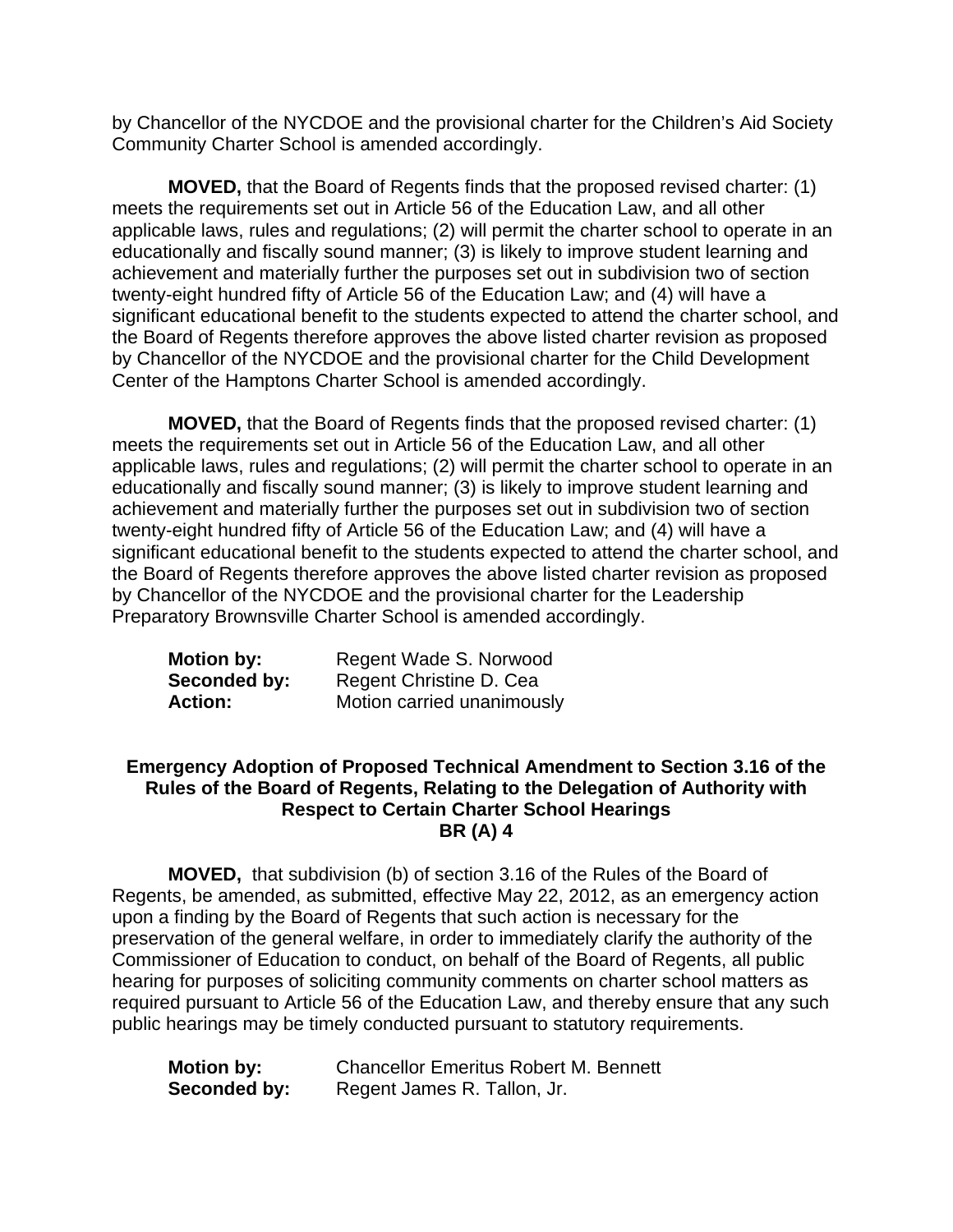by Chancellor of the NYCDOE and the provisional charter for the Children's Aid Society Community Charter School is amended accordingly.

**MOVED,** that the Board of Regents finds that the proposed revised charter: (1) meets the requirements set out in Article 56 of the Education Law, and all other applicable laws, rules and regulations; (2) will permit the charter school to operate in an educationally and fiscally sound manner; (3) is likely to improve student learning and achievement and materially further the purposes set out in subdivision two of section twenty-eight hundred fifty of Article 56 of the Education Law; and (4) will have a significant educational benefit to the students expected to attend the charter school, and the Board of Regents therefore approves the above listed charter revision as proposed by Chancellor of the NYCDOE and the provisional charter for the Child Development Center of the Hamptons Charter School is amended accordingly.

**MOVED,** that the Board of Regents finds that the proposed revised charter: (1) meets the requirements set out in Article 56 of the Education Law, and all other applicable laws, rules and regulations; (2) will permit the charter school to operate in an educationally and fiscally sound manner; (3) is likely to improve student learning and achievement and materially further the purposes set out in subdivision two of section twenty-eight hundred fifty of Article 56 of the Education Law; and (4) will have a significant educational benefit to the students expected to attend the charter school, and the Board of Regents therefore approves the above listed charter revision as proposed by Chancellor of the NYCDOE and the provisional charter for the Leadership Preparatory Brownsville Charter School is amended accordingly.

**Motion by:** Regent Wade S. Norwood
**Seconded by:** Regent Christine D. Cea
**Action:** Motion carried unanimously

### Emergency Adoption of Proposed Technical Amendment to Section 3.16 of the Rules of the Board of Regents, Relating to the Delegation of Authority with Respect to Certain Charter School Hearings BR (A) 4

**MOVED,** that subdivision (b) of section 3.16 of the Rules of the Board of Regents, be amended, as submitted, effective May 22, 2012, as an emergency action upon a finding by the Board of Regents that such action is necessary for the preservation of the general welfare, in order to immediately clarify the authority of the Commissioner of Education to conduct, on behalf of the Board of Regents, all public hearing for purposes of soliciting community comments on charter school matters as required pursuant to Article 56 of the Education Law, and thereby ensure that any such public hearings may be timely conducted pursuant to statutory requirements.

**Motion by:** Chancellor Emeritus Robert M. Bennett
**Seconded by:** Regent James R. Tallon, Jr.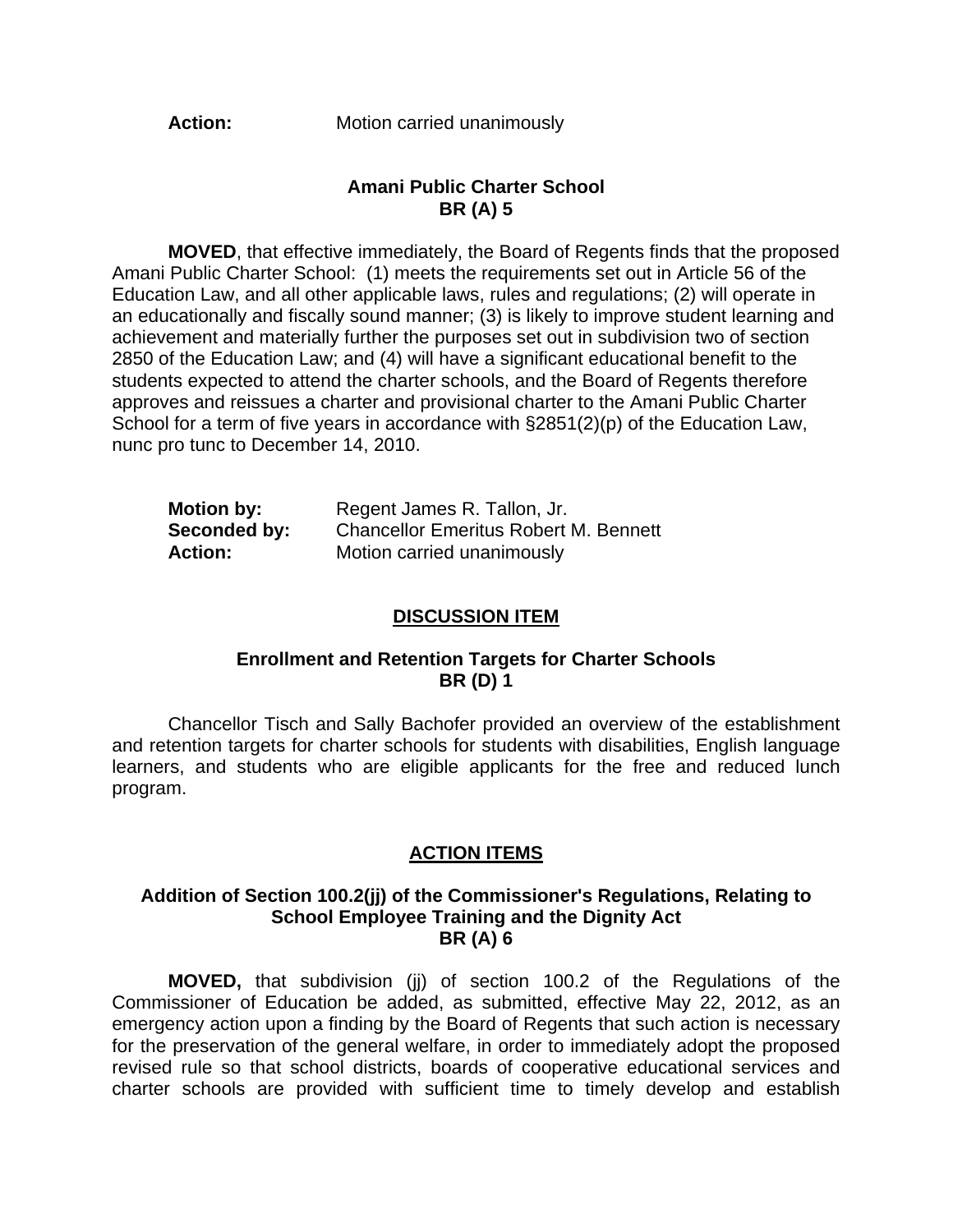**Action:** Motion carried unanimously

### Amani Public Charter School
### BR (A) 5

**MOVED**, that effective immediately, the Board of Regents finds that the proposed Amani Public Charter School: (1) meets the requirements set out in Article 56 of the Education Law, and all other applicable laws, rules and regulations; (2) will operate in an educationally and fiscally sound manner; (3) is likely to improve student learning and achievement and materially further the purposes set out in subdivision two of section 2850 of the Education Law; and (4) will have a significant educational benefit to the students expected to attend the charter schools, and the Board of Regents therefore approves and reissues a charter and provisional charter to the Amani Public Charter School for a term of five years in accordance with §2851(2)(p) of the Education Law, nunc pro tunc to December 14, 2010.

**Motion by:** Regent James R. Tallon, Jr.
**Seconded by:** Chancellor Emeritus Robert M. Bennett
**Action:** Motion carried unanimously

## DISCUSSION ITEM

### Enrollment and Retention Targets for Charter Schools
### BR (D) 1

Chancellor Tisch and Sally Bachofer provided an overview of the establishment and retention targets for charter schools for students with disabilities, English language learners, and students who are eligible applicants for the free and reduced lunch program.

## ACTION ITEMS

### Addition of Section 100.2(jj) of the Commissioner's Regulations, Relating to School Employee Training and the Dignity Act
### BR (A) 6

**MOVED,** that subdivision (jj) of section 100.2 of the Regulations of the Commissioner of Education be added, as submitted, effective May 22, 2012, as an emergency action upon a finding by the Board of Regents that such action is necessary for the preservation of the general welfare, in order to immediately adopt the proposed revised rule so that school districts, boards of cooperative educational services and charter schools are provided with sufficient time to timely develop and establish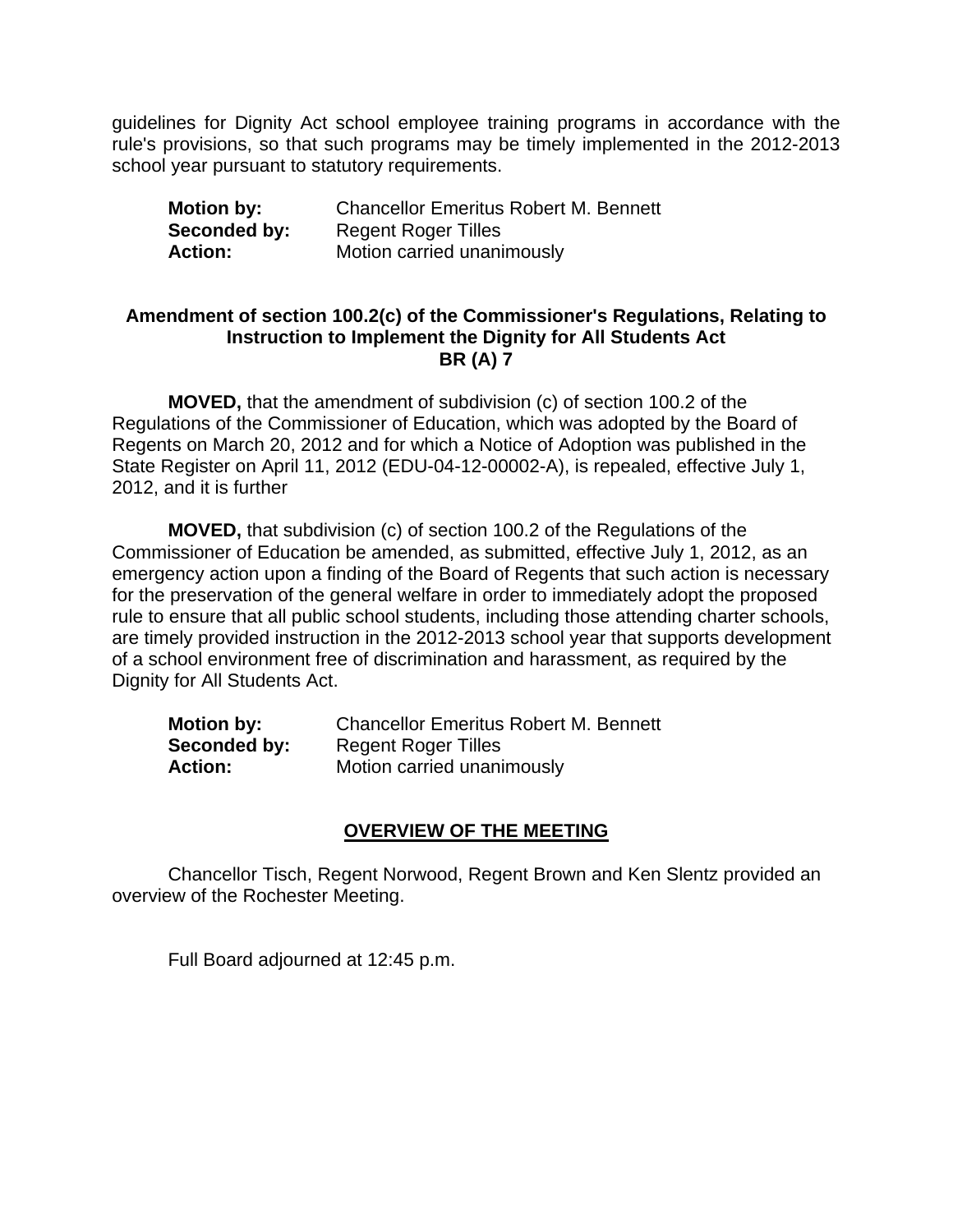guidelines for Dignity Act school employee training programs in accordance with the rule's provisions, so that such programs may be timely implemented in the 2012-2013 school year pursuant to statutory requirements.

**Motion by:** Chancellor Emeritus Robert M. Bennett
**Seconded by:** Regent Roger Tilles
**Action:** Motion carried unanimously

**Amendment of section 100.2(c) of the Commissioner's Regulations, Relating to Instruction to Implement the Dignity for All Students Act**
**BR (A) 7**

**MOVED,** that the amendment of subdivision (c) of section 100.2 of the Regulations of the Commissioner of Education, which was adopted by the Board of Regents on March 20, 2012 and for which a Notice of Adoption was published in the State Register on April 11, 2012 (EDU-04-12-00002-A), is repealed, effective July 1, 2012, and it is further

**MOVED,** that subdivision (c) of section 100.2 of the Regulations of the Commissioner of Education be amended, as submitted, effective July 1, 2012, as an emergency action upon a finding of the Board of Regents that such action is necessary for the preservation of the general welfare in order to immediately adopt the proposed rule to ensure that all public school students, including those attending charter schools, are timely provided instruction in the 2012-2013 school year that supports development of a school environment free of discrimination and harassment, as required by the Dignity for All Students Act.

**Motion by:** Chancellor Emeritus Robert M. Bennett
**Seconded by:** Regent Roger Tilles
**Action:** Motion carried unanimously

## OVERVIEW OF THE MEETING

Chancellor Tisch, Regent Norwood, Regent Brown and Ken Slentz provided an overview of the Rochester Meeting.

Full Board adjourned at 12:45 p.m.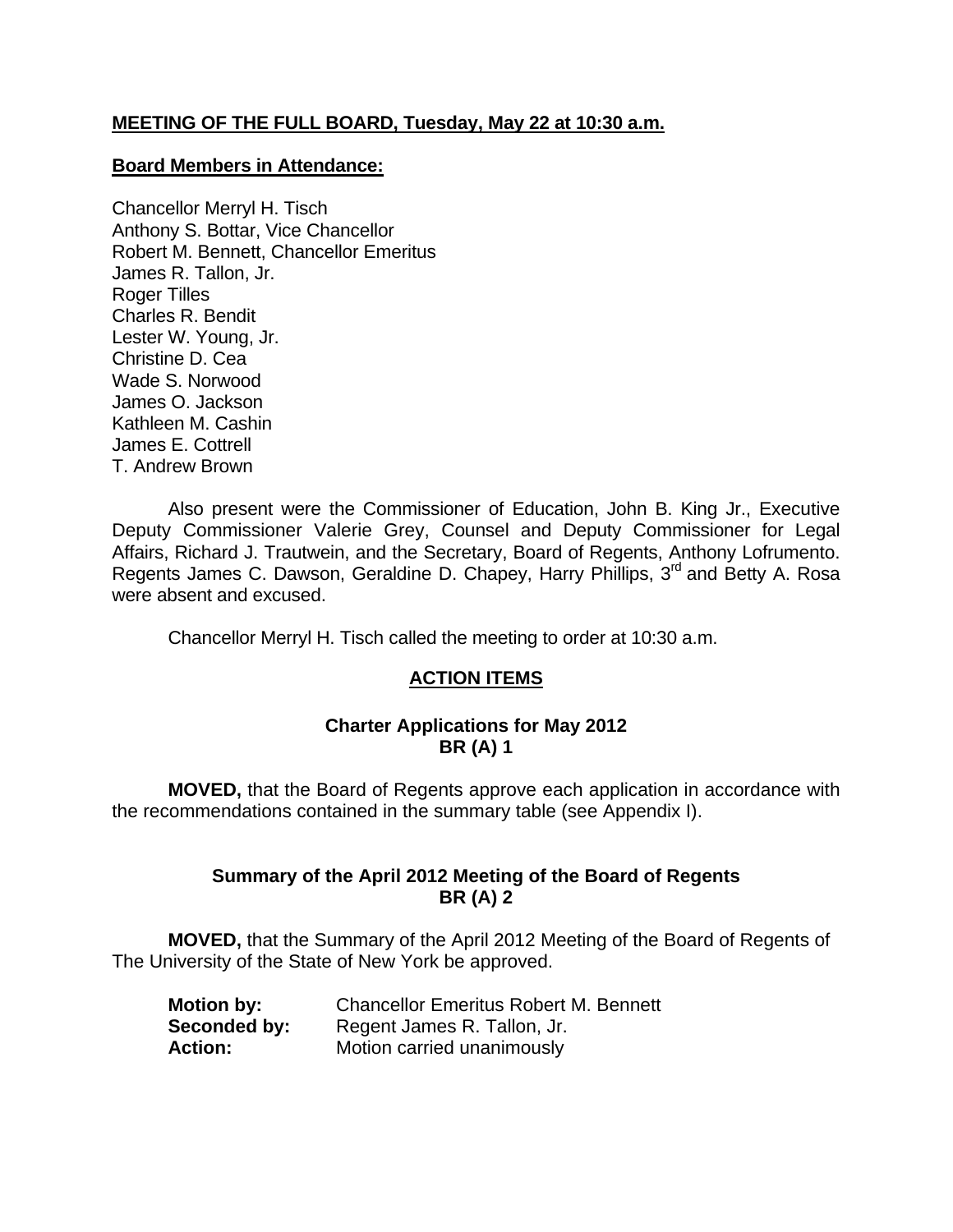**MEETING OF THE FULL BOARD, Tuesday, May 22 at 10:30 a.m.**

**Board Members in Attendance:**

Chancellor Merryl H. Tisch
Anthony S. Bottar, Vice Chancellor
Robert M. Bennett, Chancellor Emeritus
James R. Tallon, Jr.
Roger Tilles
Charles R. Bendit
Lester W. Young, Jr.
Christine D. Cea
Wade S. Norwood
James O. Jackson
Kathleen M. Cashin
James E. Cottrell
T. Andrew Brown

Also present were the Commissioner of Education, John B. King Jr., Executive Deputy Commissioner Valerie Grey, Counsel and Deputy Commissioner for Legal Affairs, Richard J. Trautwein, and the Secretary, Board of Regents, Anthony Lofrumento. Regents James C. Dawson, Geraldine D. Chapey, Harry Phillips, 3rd and Betty A. Rosa were absent and excused.

Chancellor Merryl H. Tisch called the meeting to order at 10:30 a.m.

## ACTION ITEMS

### Charter Applications for May 2012 BR (A) 1

**MOVED,** that the Board of Regents approve each application in accordance with the recommendations contained in the summary table (see Appendix I).

### Summary of the April 2012 Meeting of the Board of Regents BR (A) 2

**MOVED,** that the Summary of the April 2012 Meeting of the Board of Regents of The University of the State of New York be approved.

**Motion by:** Chancellor Emeritus Robert M. Bennett
**Seconded by:** Regent James R. Tallon, Jr.
**Action:** Motion carried unanimously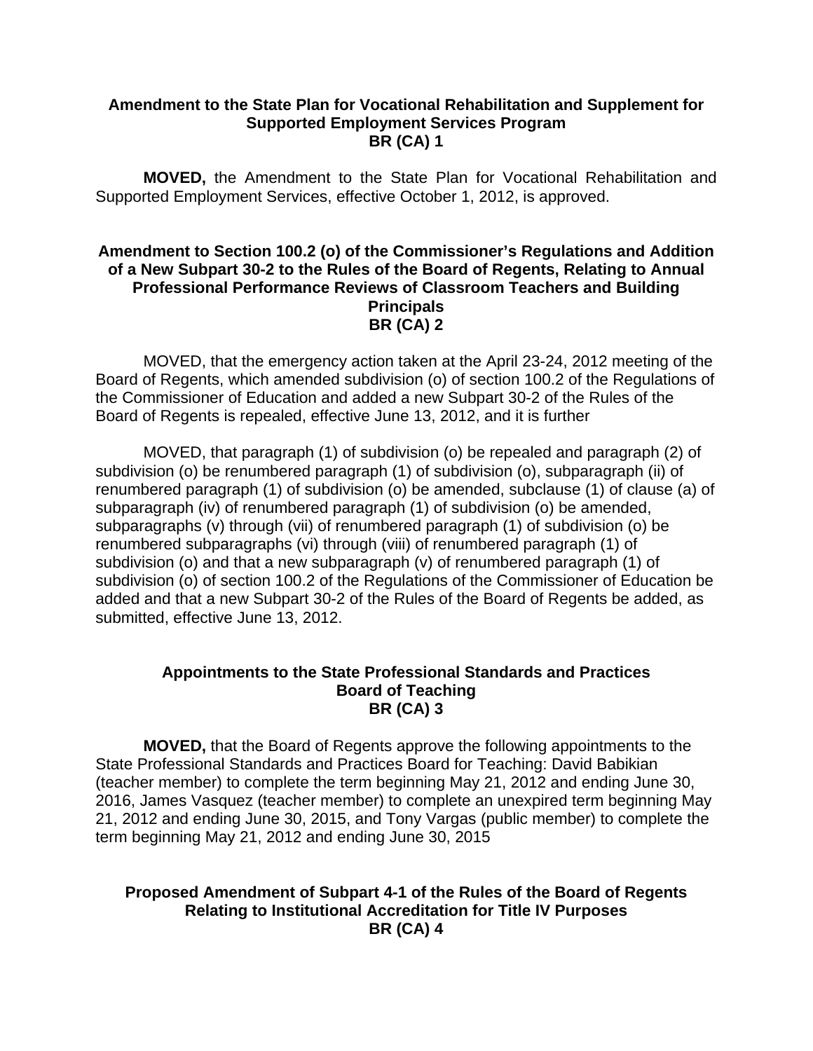**Amendment to the State Plan for Vocational Rehabilitation and Supplement for Supported Employment Services Program**
**BR (CA) 1**

**MOVED,** the Amendment to the State Plan for Vocational Rehabilitation and Supported Employment Services, effective October 1, 2012, is approved.

**Amendment to Section 100.2 (o) of the Commissioner's Regulations and Addition of a New Subpart 30-2 to the Rules of the Board of Regents, Relating to Annual Professional Performance Reviews of Classroom Teachers and Building Principals**
**BR (CA) 2**

MOVED, that the emergency action taken at the April 23-24, 2012 meeting of the Board of Regents, which amended subdivision (o) of section 100.2 of the Regulations of the Commissioner of Education and added a new Subpart 30-2 of the Rules of the Board of Regents is repealed, effective June 13, 2012, and it is further

MOVED, that paragraph (1) of subdivision (o) be repealed and paragraph (2) of subdivision (o) be renumbered paragraph (1) of subdivision (o), subparagraph (ii) of renumbered paragraph (1) of subdivision (o) be amended, subclause (1) of clause (a) of subparagraph (iv) of renumbered paragraph (1) of subdivision (o) be amended, subparagraphs (v) through (vii) of renumbered paragraph (1) of subdivision (o) be renumbered subparagraphs (vi) through (viii) of renumbered paragraph (1) of subdivision (o) and that a new subparagraph (v) of renumbered paragraph (1) of subdivision (o) of section 100.2 of the Regulations of the Commissioner of Education be added and that a new Subpart 30-2 of the Rules of the Board of Regents be added, as submitted, effective June 13, 2012.

**Appointments to the State Professional Standards and Practices Board of Teaching**
**BR (CA) 3**

**MOVED,** that the Board of Regents approve the following appointments to the State Professional Standards and Practices Board for Teaching: David Babikian (teacher member) to complete the term beginning May 21, 2012 and ending June 30, 2016, James Vasquez (teacher member) to complete an unexpired term beginning May 21, 2012 and ending June 30, 2015, and Tony Vargas (public member) to complete the term beginning May 21, 2012 and ending June 30, 2015

**Proposed Amendment of Subpart 4-1 of the Rules of the Board of Regents Relating to Institutional Accreditation for Title IV Purposes**
**BR (CA) 4**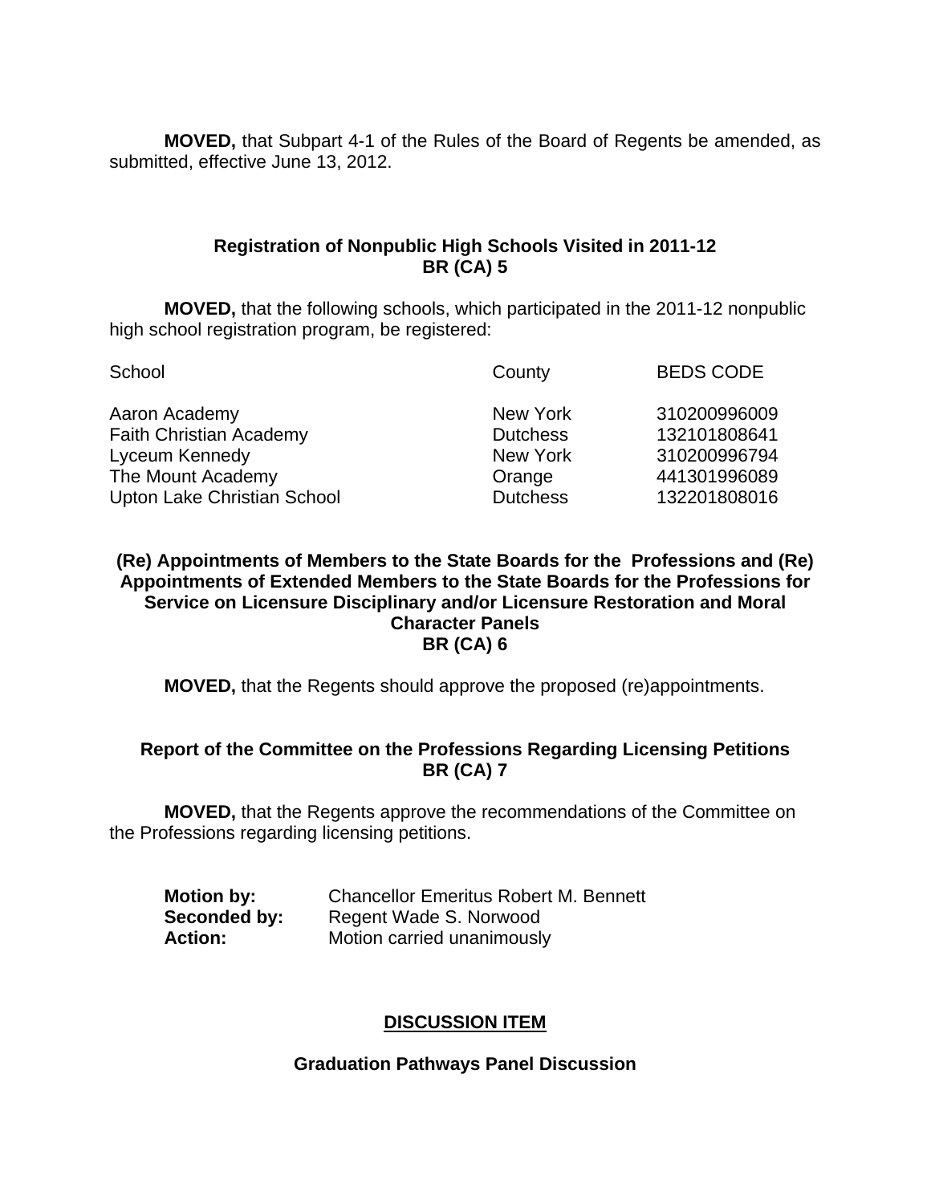**MOVED,** that Subpart 4-1 of the Rules of the Board of Regents be amended, as submitted, effective June 13, 2012.

### Registration of Nonpublic High Schools Visited in 2011-12
### BR (CA) 5

**MOVED,** that the following schools, which participated in the 2011-12 nonpublic high school registration program, be registered:

| School | County | BEDS CODE |
|---|---|---|
| Aaron Academy | New York | 310200996009 |
| Faith Christian Academy | Dutchess | 132101808641 |
| Lyceum Kennedy | New York | 310200996794 |
| The Mount Academy | Orange | 441301996089 |
| Upton Lake Christian School | Dutchess | 132201808016 |

### (Re) Appointments of Members to the State Boards for the Professions and (Re) Appointments of Extended Members to the State Boards for the Professions for Service on Licensure Disciplinary and/or Licensure Restoration and Moral Character Panels
### BR (CA) 6

**MOVED,** that the Regents should approve the proposed (re)appointments.

### Report of the Committee on the Professions Regarding Licensing Petitions
### BR (CA) 7

**MOVED,** that the Regents approve the recommendations of the Committee on the Professions regarding licensing petitions.

**Motion by:** Chancellor Emeritus Robert M. Bennett
**Seconded by:** Regent Wade S. Norwood
**Action:** Motion carried unanimously

## DISCUSSION ITEM

### Graduation Pathways Panel Discussion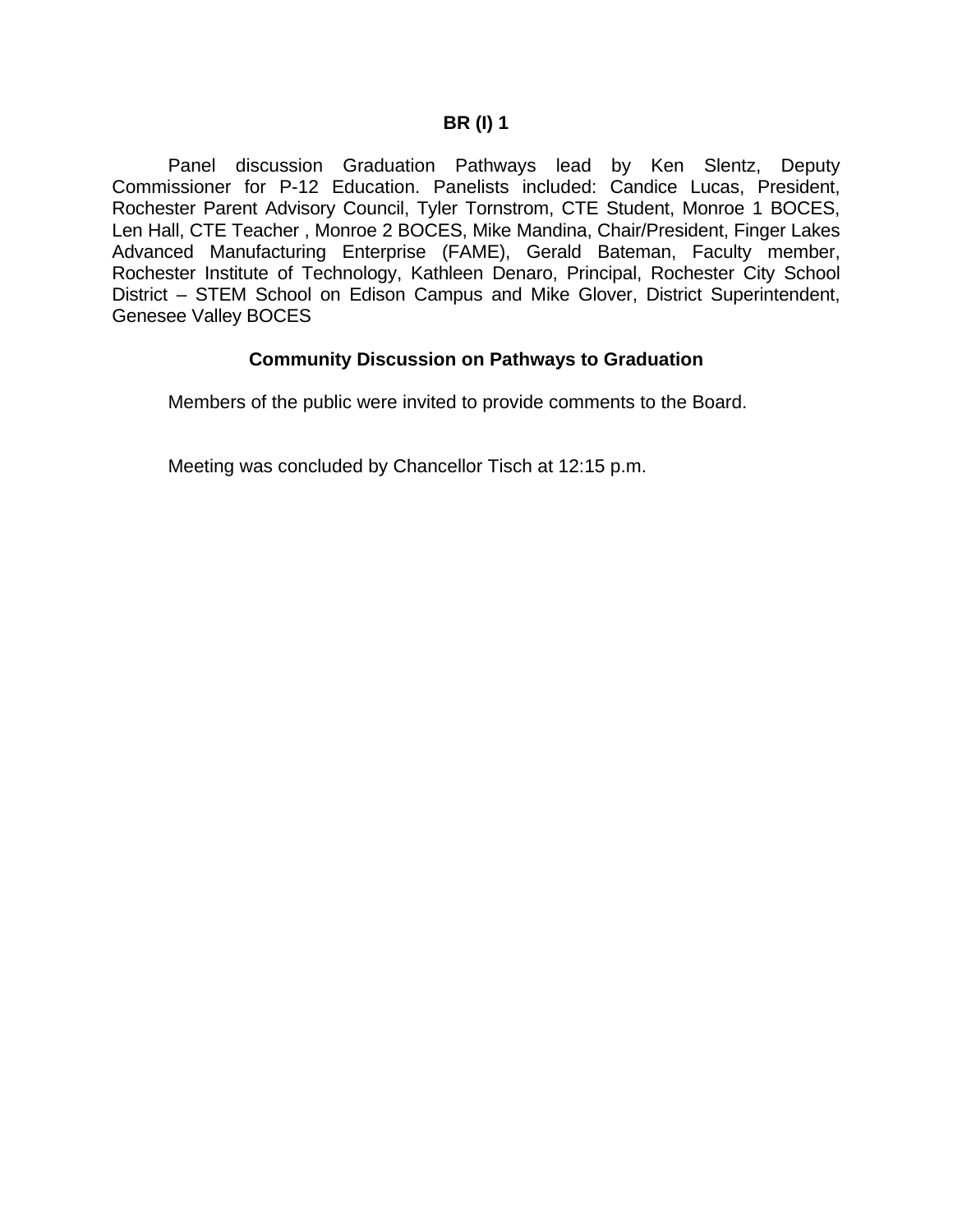**BR (I) 1**

Panel discussion Graduation Pathways lead by Ken Slentz, Deputy Commissioner for P-12 Education. Panelists included: Candice Lucas, President, Rochester Parent Advisory Council, Tyler Tornstrom, CTE Student, Monroe 1 BOCES, Len Hall, CTE Teacher , Monroe 2 BOCES, Mike Mandina, Chair/President, Finger Lakes Advanced Manufacturing Enterprise (FAME), Gerald Bateman, Faculty member, Rochester Institute of Technology, Kathleen Denaro, Principal, Rochester City School District – STEM School on Edison Campus and Mike Glover, District Superintendent, Genesee Valley BOCES

**Community Discussion on Pathways to Graduation**

Members of the public were invited to provide comments to the Board.

Meeting was concluded by Chancellor Tisch at 12:15 p.m.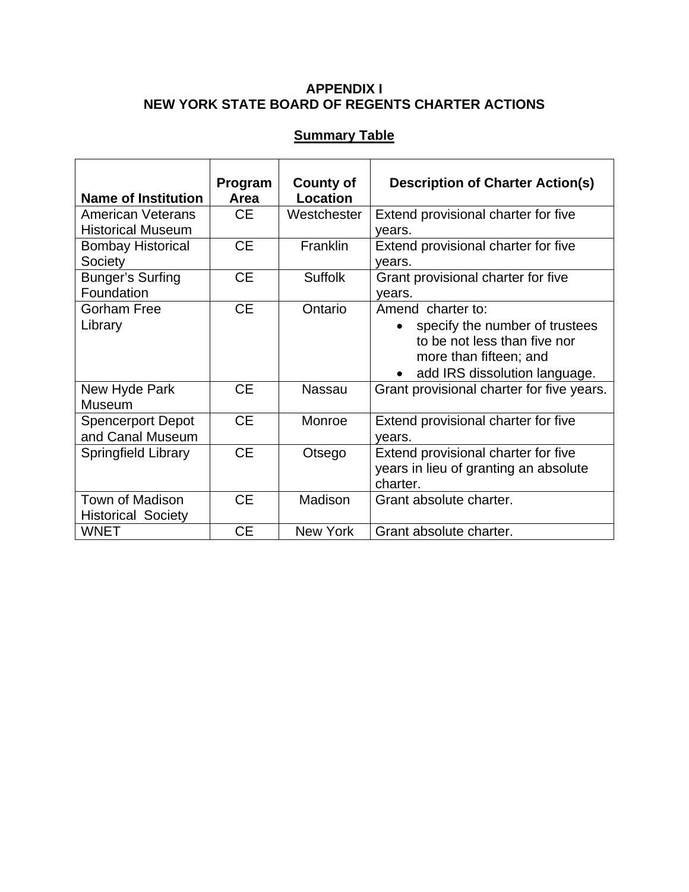## APPENDIX I
## NEW YORK STATE BOARD OF REGENTS CHARTER ACTIONS

### Summary Table

| Name of Institution | Program Area | County of Location | Description of Charter Action(s) |
|---|---|---|---|
| American Veterans Historical Museum | CE | Westchester | Extend provisional charter for five years. |
| Bombay Historical Society | CE | Franklin | Extend provisional charter for five years. |
| Bunger's Surfing Foundation | CE | Suffolk | Grant provisional charter for five years. |
| Gorham Free Library | CE | Ontario | Amend charter to: • specify the number of trustees to be not less than five nor more than fifteen; and • add IRS dissolution language. |
| New Hyde Park Museum | CE | Nassau | Grant provisional charter for five years. |
| Spencerport Depot and Canal Museum | CE | Monroe | Extend provisional charter for five years. |
| Springfield Library | CE | Otsego | Extend provisional charter for five years in lieu of granting an absolute charter. |
| Town of Madison Historical Society | CE | Madison | Grant absolute charter. |
| WNET | CE | New York | Grant absolute charter. |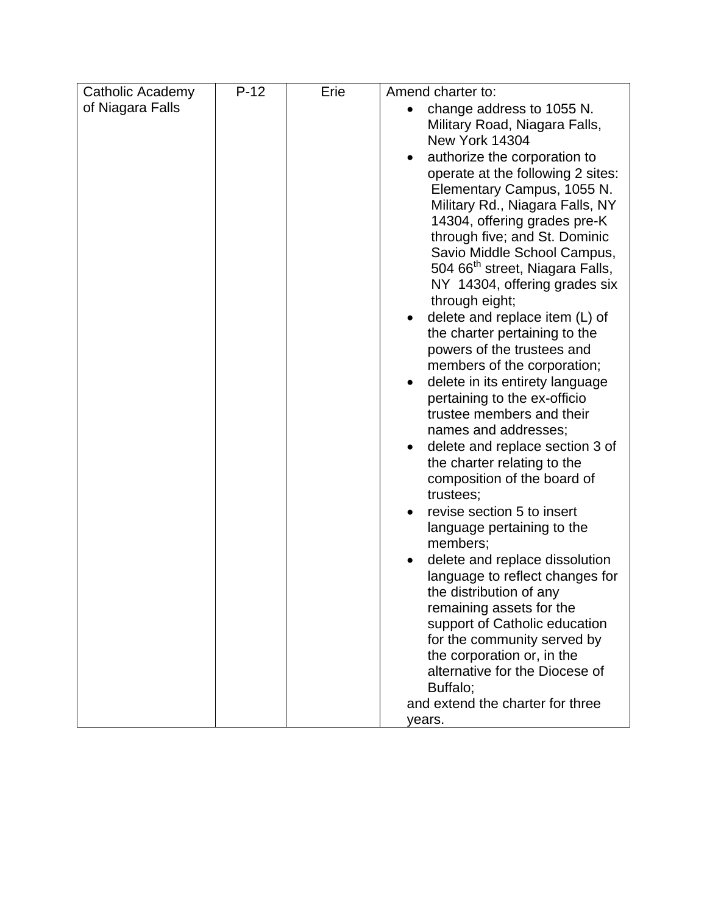| Catholic Academy of Niagara Falls | P-12 | Erie | Amend charter to:<br>• change address to 1055 N. Military Road, Niagara Falls, New York 14304<br>• authorize the corporation to operate at the following 2 sites: Elementary Campus, 1055 N. Military Rd., Niagara Falls, NY 14304, offering grades pre-K through five; and St. Dominic Savio Middle School Campus, 504 66th street, Niagara Falls, NY 14304, offering grades six through eight;<br>• delete and replace item (L) of the charter pertaining to the powers of the trustees and members of the corporation;<br>• delete in its entirety language pertaining to the ex-officio trustee members and their names and addresses;<br>• delete and replace section 3 of the charter relating to the composition of the board of trustees;<br>• revise section 5 to insert language pertaining to the members;<br>• delete and replace dissolution language to reflect changes for the distribution of any remaining assets for the support of Catholic education for the community served by the corporation or, in the alternative for the Diocese of Buffalo;<br>and extend the charter for three years. |
|---|---|---|---|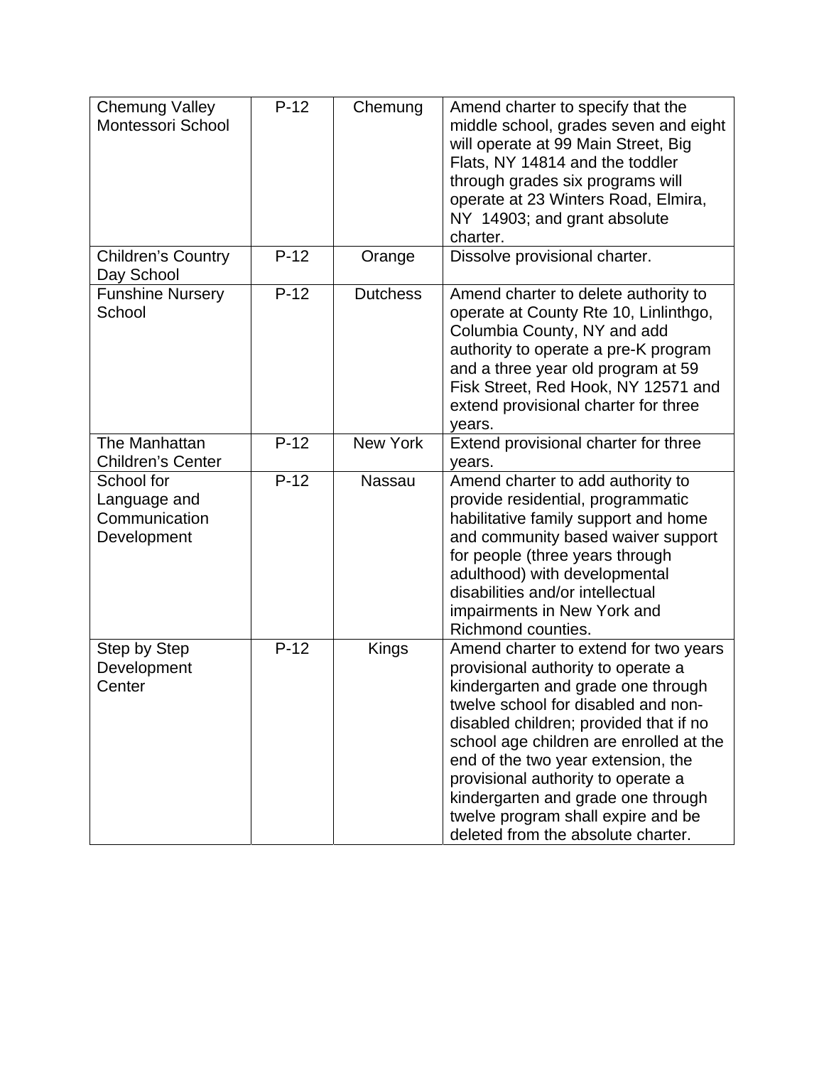| | | | |
|---|---|---|---|
| Chemung Valley Montessori School | P-12 | Chemung | Amend charter to specify that the middle school, grades seven and eight will operate at 99 Main Street, Big Flats, NY 14814 and the toddler through grades six programs will operate at 23 Winters Road, Elmira, NY 14903; and grant absolute charter. |
| Children's Country Day School | P-12 | Orange | Dissolve provisional charter. |
| Funshine Nursery School | P-12 | Dutchess | Amend charter to delete authority to operate at County Rte 10, Linlinthgo, Columbia County, NY and add authority to operate a pre-K program and a three year old program at 59 Fisk Street, Red Hook, NY 12571 and extend provisional charter for three years. |
| The Manhattan Children's Center | P-12 | New York | Extend provisional charter for three years. |
| School for Language and Communication Development | P-12 | Nassau | Amend charter to add authority to provide residential, programmatic habilitative family support and home and community based waiver support for people (three years through adulthood) with developmental disabilities and/or intellectual impairments in New York and Richmond counties. |
| Step by Step Development Center | P-12 | Kings | Amend charter to extend for two years provisional authority to operate a kindergarten and grade one through twelve school for disabled and non-disabled children; provided that if no school age children are enrolled at the end of the two year extension, the provisional authority to operate a kindergarten and grade one through twelve program shall expire and be deleted from the absolute charter. |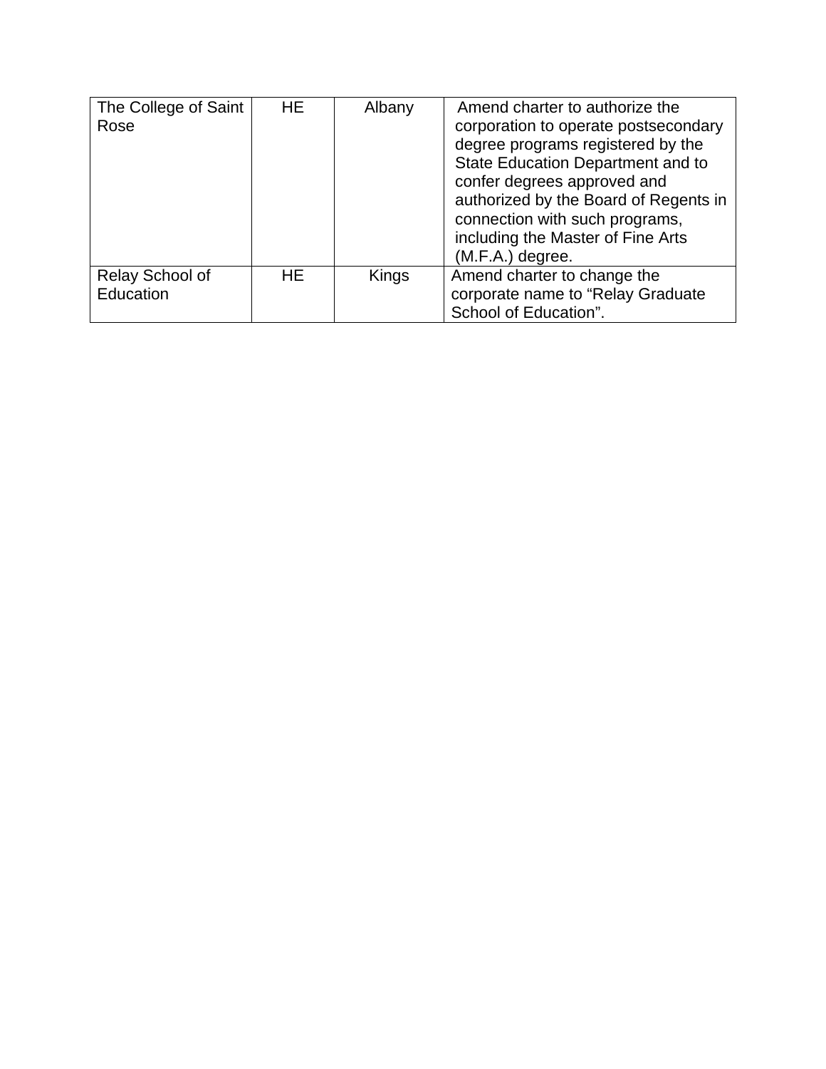| | | | |
|---|---|---|---|
| The College of Saint Rose | HE | Albany | Amend charter to authorize the corporation to operate postsecondary degree programs registered by the State Education Department and to confer degrees approved and authorized by the Board of Regents in connection with such programs, including the Master of Fine Arts (M.F.A.) degree. |
| Relay School of Education | HE | Kings | Amend charter to change the corporate name to “Relay Graduate School of Education”. |